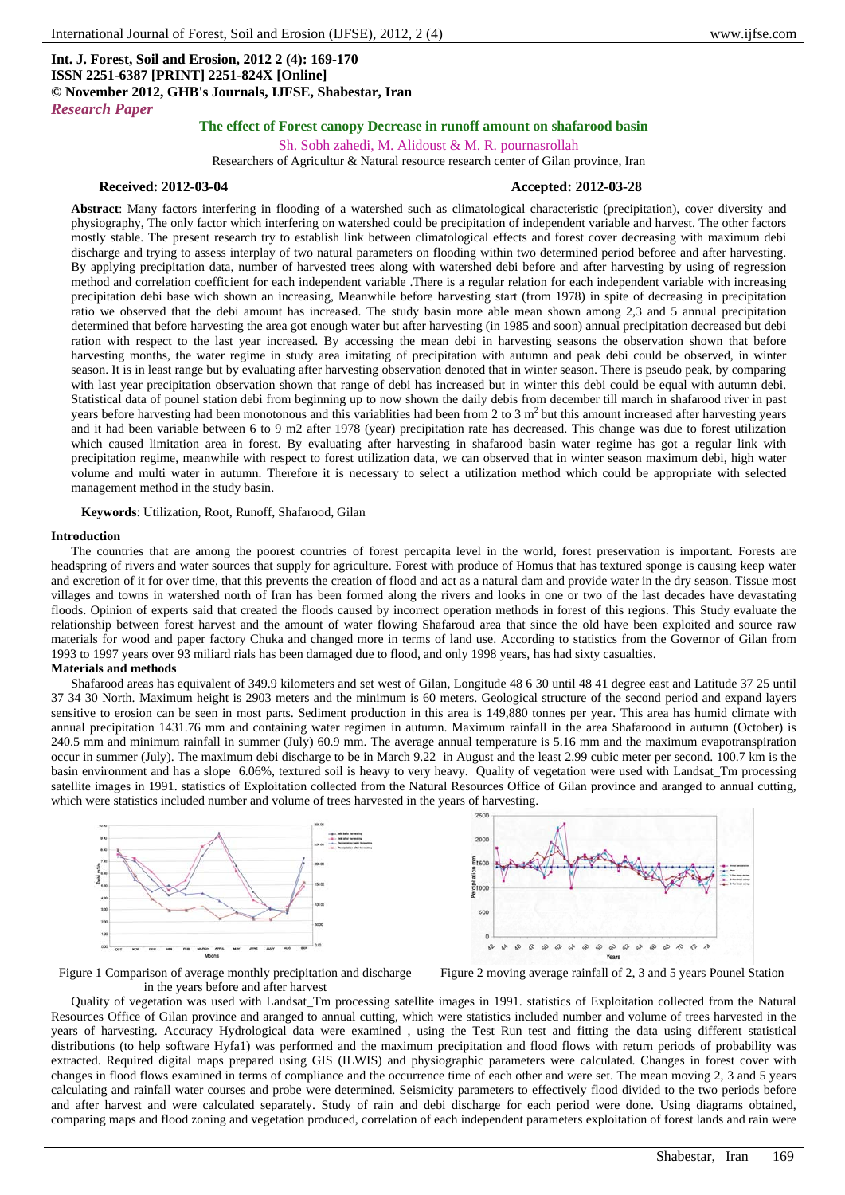**Int. J. Forest, Soil and Erosion, 2012 2 (4): 169-170**
**ISSN 2251-6387 [PRINT] 2251-824X [Online]**
**© November 2012, GHB's Journals, IJFSE, Shabestar, Iran**
*Research Paper*

# The effect of Forest canopy Decrease in runoff amount on shafarood basin

Sh. Sobh zahedi, M. Alidoust & M. R. pournasrollah

Researchers of Agricultur & Natural resource research center of Gilan province, Iran

**Received: 2012-03-04** **Accepted: 2012-03-28**

**Abstract**: Many factors interfering in flooding of a watershed such as climatological characteristic (precipitation), cover diversity and physiography, The only factor which interfering on watershed could be precipitation of independent variable and harvest. The other factors mostly stable. The present research try to establish link between climatological effects and forest cover decreasing with maximum debi discharge and trying to assess interplay of two natural parameters on flooding within two determined period beforee and after harvesting. By applying precipitation data, number of harvested trees along with watershed debi before and after harvesting by using of regression method and correlation coefficient for each independent variable .There is a regular relation for each independent variable with increasing precipitation debi base wich shown an increasing, Meanwhile before harvesting start (from 1978) in spite of decreasing in precipitation ratio we observed that the debi amount has increased. The study basin more able mean shown among 2,3 and 5 annual precipitation determined that before harvesting the area got enough water but after harvesting (in 1985 and soon) annual precipitation decreased but debi ration with respect to the last year increased. By accessing the mean debi in harvesting seasons the observation shown that before harvesting months, the water regime in study area imitating of precipitation with autumn and peak debi could be observed, in winter season. It is in least range but by evaluating after harvesting observation denoted that in winter season. There is pseudo peak, by comparing with last year precipitation observation shown that range of debi has increased but in winter this debi could be equal with autumn debi. Statistical data of pounel station debi from beginning up to now shown the daily debis from december till march in shafarood river in past years before harvesting had been monotonous and this variablities had been from 2 to 3 $m^2$ but this amount increased after harvesting years and it had been variable between 6 to 9 m2 after 1978 (year) precipitation rate has decreased. This change was due to forest utilization which caused limitation area in forest. By evaluating after harvesting in shafarood basin water regime has got a regular link with precipitation regime, meanwhile with respect to forest utilization data, we can observed that in winter season maximum debi, high water volume and multi water in autumn. Therefore it is necessary to select a utilization method which could be appropriate with selected management method in the study basin.

**Keywords**: Utilization, Root, Runoff, Shafarood, Gilan

## Introduction

The countries that are among the poorest countries of forest percapita level in the world, forest preservation is important. Forests are headspring of rivers and water sources that supply for agriculture. Forest with produce of Homus that has textured sponge is causing keep water and excretion of it for over time, that this prevents the creation of flood and act as a natural dam and provide water in the dry season. Tissue most villages and towns in watershed north of Iran has been formed along the rivers and looks in one or two of the last decades have devastating floods. Opinion of experts said that created the floods caused by incorrect operation methods in forest of this regions. This Study evaluate the relationship between forest harvest and the amount of water flowing Shafaroud area that since the old have been exploited and source raw materials for wood and paper factory Chuka and changed more in terms of land use. According to statistics from the Governor of Gilan from 1993 to 1997 years over 93 miliard rials has been damaged due to flood, and only 1998 years, has had sixty casualties.

## Materials and methods

Shafarood areas has equivalent of 349.9 kilometers and set west of Gilan, Longitude 48 6 30 until 48 41 degree east and Latitude 37 25 until 37 34 30 North. Maximum height is 2903 meters and the minimum is 60 meters. Geological structure of the second period and expand layers sensitive to erosion can be seen in most parts. Sediment production in this area is 149,880 tonnes per year. This area has humid climate with annual precipitation 1431.76 mm and containing water regimen in autumn. Maximum rainfall in the area Shafaroood in autumn (October) is 240.5 mm and minimum rainfall in summer (July) 60.9 mm. The average annual temperature is 5.16 mm and the maximum evapotranspiration occur in summer (July). The maximum debi discharge to be in March 9.22 in August and the least 2.99 cubic meter per second. 100.7 km is the basin environment and has a slope 6.06%, textured soil is heavy to very heavy. Quality of vegetation were used with Landsat_Tm processing satellite images in 1991. statistics of Exploitation collected from the Natural Resources Office of Gilan province and aranged to annual cutting, which were statistics included number and volume of trees harvested in the years of harvesting.

Figure 1 Comparison of average monthly precipitation and discharge in the years before and after harvest

Figure 2 moving average rainfall of 2, 3 and 5 years Pounel Station

Quality of vegetation was used with Landsat_Tm processing satellite images in 1991. statistics of Exploitation collected from the Natural Resources Office of Gilan province and aranged to annual cutting, which were statistics included number and volume of trees harvested in the years of harvesting. Accuracy Hydrological data were examined , using the Test Run test and fitting the data using different statistical distributions (to help software Hyfa1) was performed and the maximum precipitation and flood flows with return periods of probability was extracted. Required digital maps prepared using GIS (ILWIS) and physiographic parameters were calculated. Changes in forest cover with changes in flood flows examined in terms of compliance and the occurrence time of each other and were set. The mean moving 2, 3 and 5 years calculating and rainfall water courses and probe were determined. Seismicity parameters to effectively flood divided to the two periods before and after harvest and were calculated separately. Study of rain and debi discharge for each period were done. Using diagrams obtained, comparing maps and flood zoning and vegetation produced, correlation of each independent parameters exploitation of forest lands and rain were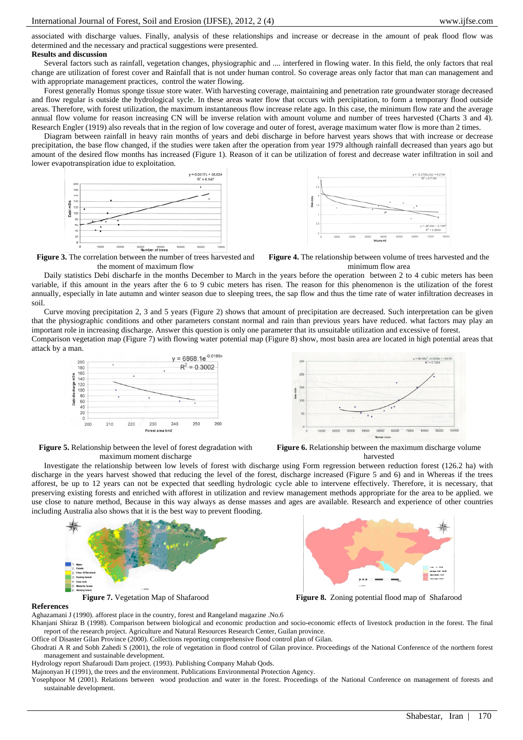associated with discharge values. Finally, analysis of these relationships and increase or decrease in the amount of peak flood flow was determined and the necessary and practical suggestions were presented.

**Results and discussion**

Several factors such as rainfall, vegetation changes, physiographic and .... interfered in flowing water. In this field, the only factors that real change are utilization of forest cover and Rainfall that is not under human control. So coverage areas only factor that man can management and with appropriate management practices, control the water flowing.

Forest generally Homus sponge tissue store water. With harvesting coverage, maintaining and penetration rate groundwater storage decreased and flow regular is outside the hydrological sycle. In these areas water flow that occurs with percipitation, to form a temporary flood outside areas. Therefore, with forest utilization, the maximum instantaneous flow increase relate ago. In this case, the minimum flow rate and the average annual flow volume for reason increasing CN will be inverse relation with amount volume and number of trees harvested (Charts 3 and 4). Research Engler (1919) also reveals that in the region of low coverage and outer of forest, average maximum water flow is more than 2 times.

Diagram between rainfall in heavy rain months of years and debi discharge in before harvest years shows that with increase or decrease precipitation, the base flow changed, if the studies were taken after the operation from year 1979 although rainfall decreased than years ago but amount of the desired flow months has increased (Figure 1). Reason of it can be utilization of forest and decrease water infiltration in soil and lower evapotranspiration idue to exploitation.

y = 0.0017x + 56.634
R² = 0.547
Debi m3/s
Number of trees

**Figure 3.** The correlation between the number of trees harvested and the moment of maximum flow

y = -0.2755Ln(x) + 4.2194
R² = 0.7196
y = -2E-05x + 2.1987
R² = 0.4503
Debi m3/s
Volume m3

**Figure 4.** The relationship between volume of trees harvested and the minimum flow area

Daily statistics Debi discharfe in the months December to March in the years before the operation between 2 to 4 cubic meters has been variable, if this amount in the years after the 6 to 9 cubic meters has risen. The reason for this phenomenon is the utilization of the forest annually, especially in late autumn and winter season due to sleeping trees, the sap flow and thus the time rate of water infiltration decreases in soil.

Curve moving precipitation 2, 3 and 5 years (Figure 2) shows that amount of precipitation are decreased. Such interpretation can be given that the physiographic conditions and other parameters constant normal and rain than previous years have reduced. what factors may play an important role in increasing discharge. Answer this question is only one parameter that its unsuitable utilization and excessive of forest.

Comparison vegetation map (Figure 7) with flowing water potential map (Figure 8) show, most basin area are located in high potential areas that attack by a man.

$y = 6868.1e^{-0.0188x}$
$R^2 = 0.3002$
Debi discharge m3/s
Forest area km2

**Figure 5.** Relationship between the level of forest degradation with maximum moment discharge

y = 6E-06x² - 0.0028x + 124.65
R² = 0.7323
Debi m3/s
Harvest volum

**Figure 6.** Relationship between the maximum discharge volume harvested

Investigate the relationship between low levels of forest with discharge using Form regression between reduction forest (126.2 ha) with discharge in the years harvest showed that reducing the level of the forest, discharge increased (Figure 5 and 6) and in Whereas if the trees afforest, be up to 12 years can not be expected that seedling hydrologic cycle able to intervene effectively. Therefore, it is necessary, that preserving existing forests and enriched with afforest in utilization and review management methods appropriate for the area to be applied. we use close to nature method, Because in this way always as dense masses and ages are available. Research and experience of other countries including Australia also shows that it is the best way to prevent flooding.

1: Water
7: Clouds
2: Urban & Rangland
3: Destroy forest
4: Crop land
5: Moderity forest
6: Density forest

**Figure 7.** Vegetation Map of Shafarood

**Figure 8.** Zoning potential flood map of Shafarood

**References**

Aghazamani J (1990). afforest place in the country, forest and Rangeland magazine .No.6

Khanjani Shiraz B (1998). Comparison between biological and economic production and socio-economic effects of livestock production in the forest. The final report of the research project. Agriculture and Natural Resources Research Center, Guilan province.

Office of Disaster Gilan Province (2000). Collections reporting comprehensive flood control plan of Gilan.

Ghodrati A R and Sobh Zahedi S (2001), the role of vegetation in flood control of Gilan province. Proceedings of the National Conference of the northern forest management and sustainable development.

Hydrology report Shafaroudi Dam project. (1993). Publishing Company Mahab Qods.

Majnonyan H (1991), the trees and the environment. Publications Environmental Protection Agency.

Yosephpoor M (2001). Relations between wood production and water in the forest. Proceedings of the National Conference on management of forests and sustainable development.